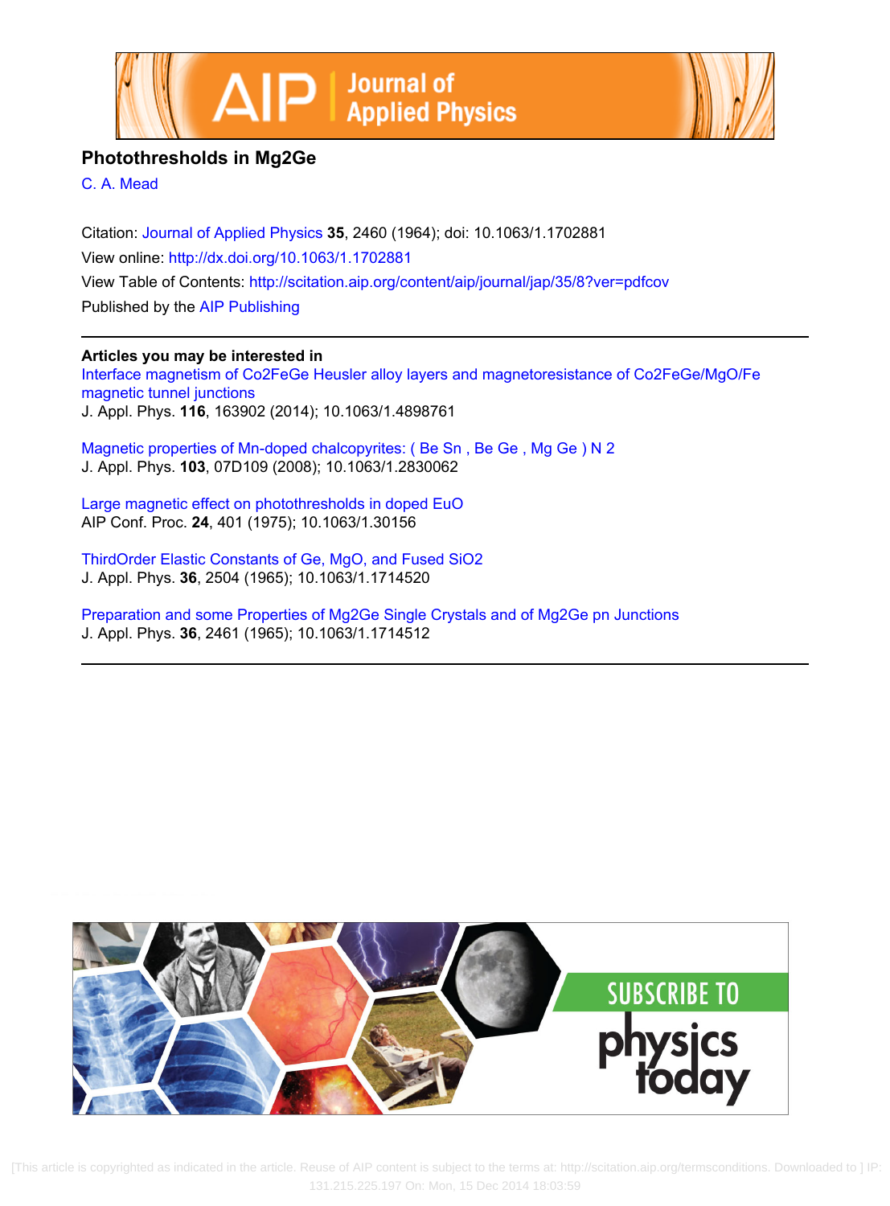# Photothresholds in Mg2Ge

C. A. Mead

Citation: Journal of Applied Physics **35**, 2460 (1964); doi: 10.1063/1.1702881

View online: http://dx.doi.org/10.1063/1.1702881

View Table of Contents: http://scitation.aip.org/content/aip/journal/jap/35/8?ver=pdfcov

Published by the AIP Publishing

---

**Articles you may be interested in**

Interface magnetism of Co2FeGe Heusler alloy layers and magnetoresistance of Co2FeGe/MgO/Fe magnetic tunnel junctions
J. Appl. Phys. **116**, 163902 (2014); 10.1063/1.4898761

Magnetic properties of Mn-doped chalcopyrites: ( Be Sn , Be Ge , Mg Ge ) N 2
J. Appl. Phys. **103**, 07D109 (2008); 10.1063/1.2830062

Large magnetic effect on photothresholds in doped EuO
AIP Conf. Proc. **24**, 401 (1975); 10.1063/1.30156

ThirdOrder Elastic Constants of Ge, MgO, and Fused SiO2
J. Appl. Phys. **36**, 2504 (1965); 10.1063/1.1714520

Preparation and some Properties of Mg2Ge Single Crystals and of Mg2Ge pn Junctions
J. Appl. Phys. **36**, 2461 (1965); 10.1063/1.1714512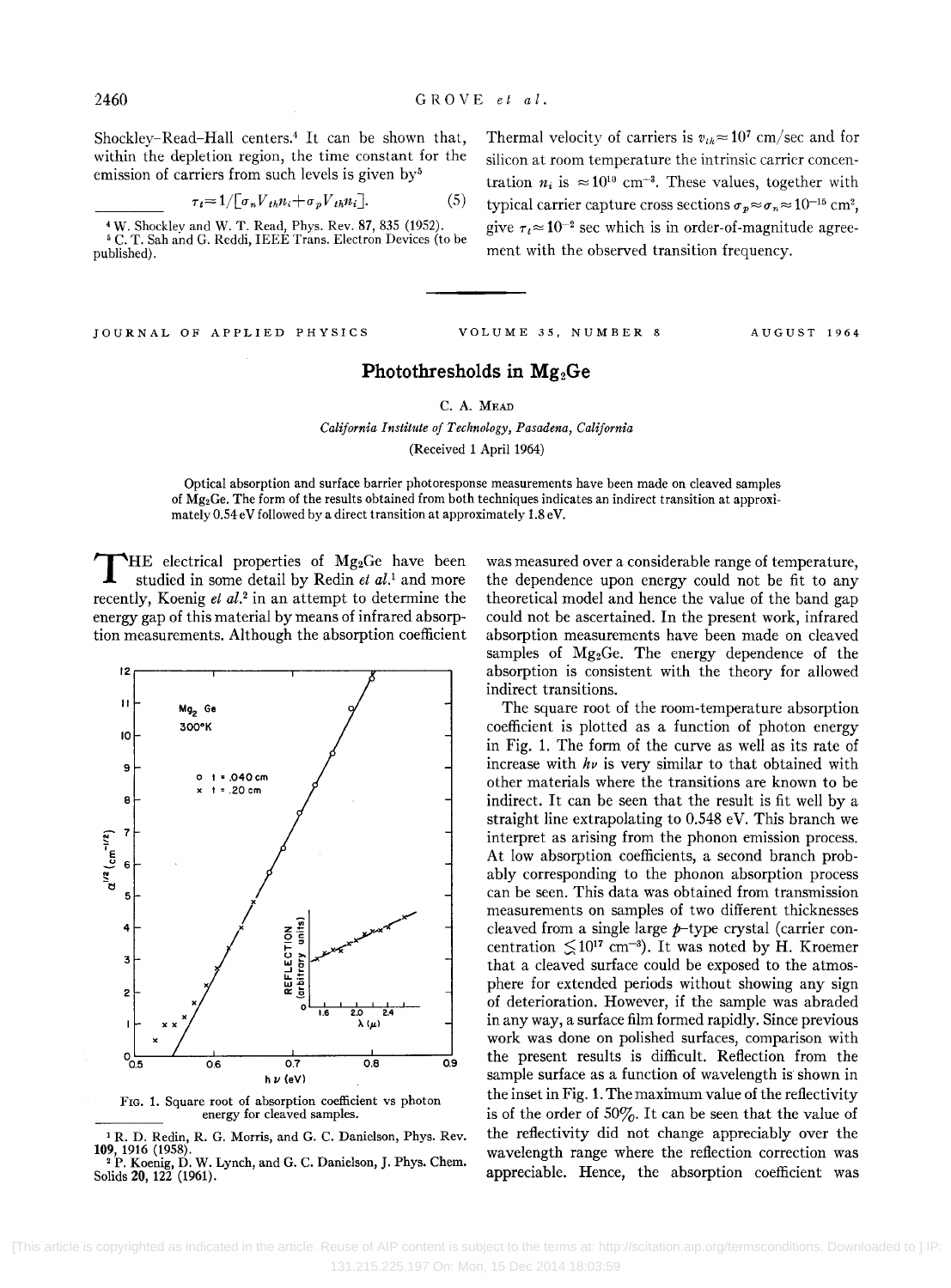Shockley–Read–Hall centers.[4] It can be shown that, within the depletion region, the time constant for the emission of carriers from such levels is given by[5]

$$\tau_t = 1/[\sigma_n V_{th} n_i + \sigma_p V_{th} n_i]. \quad (5)$$

Thermal velocity of carriers is $v_{th} \approx 10^7$ cm/sec and for silicon at room temperature the intrinsic carrier concentration $n_i$ is $\approx 10^{10}$ cm$^{-3}$. These values, together with typical carrier capture cross sections $\sigma_p \approx \sigma_n \approx 10^{-15}$ cm$^2$, give $\tau_t \approx 10^{-2}$ sec which is in order-of-magnitude agreement with the observed transition frequency.

[4] W. Shockley and W. T. Read, Phys. Rev. **87**, 835 (1952).
[5] C. T. Sah and G. Reddi, IEEE Trans. Electron Devices (to be published).

---

JOURNAL OF APPLIED PHYSICS VOLUME 35, NUMBER 8 AUGUST 1964

# Photothresholds in $Mg_2Ge$

C. A. Mead

*California Institute of Technology, Pasadena, California*

(Received 1 April 1964)

Optical absorption and surface barrier photoresponse measurements have been made on cleaved samples of $Mg_2Ge$. The form of the results obtained from both techniques indicates an indirect transition at approximately 0.54 eV followed by a direct transition at approximately 1.8 eV.

The electrical properties of $Mg_2Ge$ have been studied in some detail by Redin *et al.*[1] and more recently, Koenig *et al.*[2] in an attempt to determine the energy gap of this material by means of infrared absorption measurements. Although the absorption coefficient was measured over a considerable range of temperature, the dependence upon energy could not be fit to any theoretical model and hence the value of the band gap could not be ascertained. In the present work, infrared absorption measurements have been made on cleaved samples of $Mg_2Ge$. The energy dependence of the absorption is consistent with the theory for allowed indirect transitions.

FIG. 1. Square root of absorption coefficient vs photon energy for cleaved samples.

The square root of the room-temperature absorption coefficient is plotted as a function of photon energy in Fig. 1. The form of the curve as well as its rate of increase with $h\nu$ is very similar to that obtained with other materials where the transitions are known to be indirect. It can be seen that the result is fit well by a straight line extrapolating to 0.548 eV. This branch we interpret as arising from the phonon emission process. At low absorption coefficients, a second branch probably corresponding to the phonon absorption process can be seen. This data was obtained from transmission measurements on samples of two different thicknesses cleaved from a single large *p*-type crystal (carrier concentration $\lesssim 10^{17}$ cm$^{-3}$). It was noted by H. Kroemer that a cleaved surface could be exposed to the atmosphere for extended periods without showing any sign of deterioration. However, if the sample was abraded in any way, a surface film formed rapidly. Since previous work was done on polished surfaces, comparison with the present results is difficult. Reflection from the sample surface as a function of wavelength is shown in the inset in Fig. 1. The maximum value of the reflectivity is of the order of 50%. It can be seen that the value of the reflectivity did not change appreciably over the wavelength range where the reflection correction was appreciable. Hence, the absorption coefficient was

[1] R. D. Redin, R. G. Morris, and G. C. Danielson, Phys. Rev. **109**, 1916 (1958).
[2] P. Koenig, D. W. Lynch, and G. C. Danielson, J. Phys. Chem. Solids **20**, 122 (1961).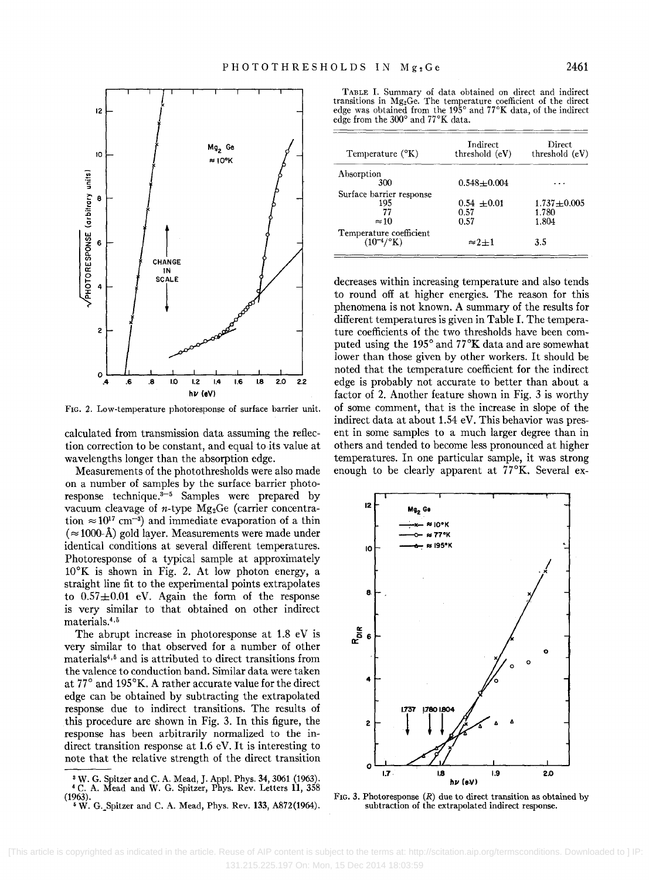FIG. 2. Low-temperature photoresponse of surface barrier unit.

calculated from transmission data assuming the reflection correction to be constant, and equal to its value at wavelengths longer than the absorption edge.

Measurements of the photothresholds were also made on a number of samples by the surface barrier photoresponse technique.[3–5] Samples were prepared by vacuum cleavage of $n$-type $Mg_2Ge$ (carrier concentration $\approx 10^{17}$ $cm^{-3}$) and immediate evaporation of a thin ($\approx$1000-Å) gold layer. Measurements were made under identical conditions at several different temperatures. Photoresponse of a typical sample at approximately 10°K is shown in Fig. 2. At low photon energy, a straight line fit to the experimental points extrapolates to 0.57±0.01 eV. Again the form of the response is very similar to that obtained on other indirect materials.[4,5]

The abrupt increase in photoresponse at 1.8 eV is very similar to that observed for a number of other materials[4,5] and is attributed to direct transitions from the valence to conduction band. Similar data were taken at 77° and 195°K. A rather accurate value for the direct edge can be obtained by subtracting the extrapolated response due to indirect transitions. The results of this procedure are shown in Fig. 3. In this figure, the response has been arbitrarily normalized to the indirect transition response at 1.6 eV. It is interesting to note that the relative strength of the direct transition decreases within increasing temperature and also tends to round off at higher energies. The reason for this phenomena is not known. A summary of the results for different temperatures is given in Table I. The temperature coefficients of the two thresholds have been computed using the 195° and 77°K data and are somewhat lower than those given by other workers. It should be noted that the temperature coefficient for the indirect edge is probably not accurate to better than about a factor of 2. Another feature shown in Fig. 3 is worthy of some comment, that is the increase in slope of the indirect data at about 1.54 eV. This behavior was present in some samples to a much larger degree than in others and tended to become less pronounced at higher temperatures. In one particular sample, it was strong enough to be clearly apparent at 77°K. Several ex-

TABLE I. Summary of data obtained on direct and indirect transitions in $Mg_2Ge$. The temperature coefficient of the direct edge was obtained from the 195° and 77°K data, of the indirect edge from the 300° and 77°K data.

| Temperature (°K) | Indirect threshold (eV) | Direct threshold (eV) |
|---|---|---|
| Absorption | | |
| 300 | 0.548±0.004 | ... |
| Surface barrier response | | |
| 195 | 0.54 ±0.01 | 1.737±0.005 |
| 77 | 0.57 | 1.780 |
| ≈10 | 0.57 | 1.804 |
| Temperature coefficient ($10^{-4}$/°K) | ≈2±1 | 3.5 |

FIG. 3. Photoresponse ($R$) due to direct transition as obtained by subtraction of the extrapolated indirect response.

---

[3] W. G. Spitzer and C. A. Mead, J. Appl. Phys. **34**, 3061 (1963).

[4] C. A. Mead and W. G. Spitzer, Phys. Rev. Letters **11**, 358 (1963).

[5] W. G. Spitzer and C. A. Mead, Phys. Rev. **133**, A872(1964).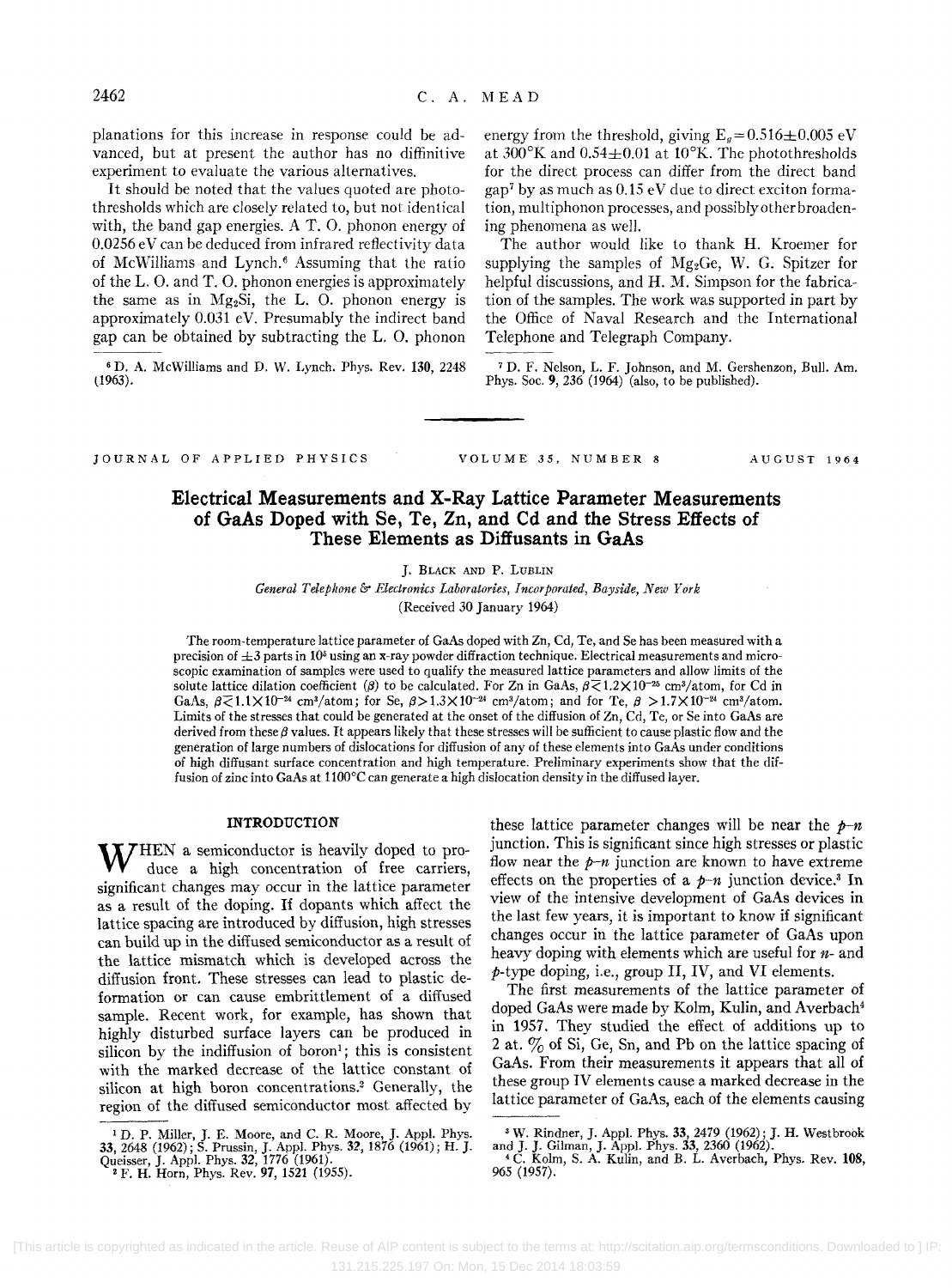planations for this increase in response could be advanced, but at present the author has no diffinitive experiment to evaluate the various alternatives.

It should be noted that the values quoted are photothresholds which are closely related to, but not identical with, the band gap energies. A T. O. phonon energy of 0.0256 eV can be deduced from infrared reflectivity data of McWilliams and Lynch.[6] Assuming that the ratio of the L. O. and T. O. phonon energies is approximately the same as in $Mg_2Si$, the L. O. phonon energy is approximately 0.031 eV. Presumably the indirect band gap can be obtained by subtracting the L. O. phonon energy from the threshold, giving $E_g = 0.516 \pm 0.005$ eV at 300°K and $0.54 \pm 0.01$ at 10°K. The photothresholds for the direct process can differ from the direct band gap[7] by as much as 0.15 eV due to direct exciton formation, multiphonon processes, and possibly other broadening phenomena as well.

The author would like to thank H. Kroemer for supplying the samples of $Mg_2Ge$, W. G. Spitzer for helpful discussions, and H. M. Simpson for the fabrication of the samples. The work was supported in part by the Office of Naval Research and the International Telephone and Telegraph Company.

[6] D. A. McWilliams and D. W. Lynch. Phys. Rev. **130**, 2248 (1963).

[7] D. F. Nelson, L. F. Johnson, and M. Gershenzon, Bull. Am. Phys. Soc. **9**, 236 (1964) (also, to be published).

---

JOURNAL OF APPLIED PHYSICS VOLUME 35, NUMBER 8 AUGUST 1964

# Electrical Measurements and X-Ray Lattice Parameter Measurements of GaAs Doped with Se, Te, Zn, and Cd and the Stress Effects of These Elements as Diffusants in GaAs

J. BLACK AND P. LUBLIN

*General Telephone & Electronics Laboratories, Incorporated, Bayside, New York*

(Received 30 January 1964)

The room-temperature lattice parameter of GaAs doped with Zn, Cd, Te, and Se has been measured with a precision of $\pm 3$ parts in $10^5$ using an x-ray powder diffraction technique. Electrical measurements and microscopic examination of samples were used to qualify the measured lattice parameters and allow limits of the solute lattice dilation coefficient ($\beta$) to be calculated. For Zn in GaAs, $\beta \lesssim 1.2 \times 10^{-25}$ cm³/atom, for Cd in GaAs, $\beta \lesssim 1.1 \times 10^{-24}$ cm³/atom; for Se, $\beta > 1.3 \times 10^{-24}$ cm³/atom; and for Te, $\beta > 1.7 \times 10^{-24}$ cm³/atom. Limits of the stresses that could be generated at the onset of the diffusion of Zn, Cd, Te, or Se into GaAs are derived from these $\beta$ values. It appears likely that these stresses will be sufficient to cause plastic flow and the generation of large numbers of dislocations for diffusion of any of these elements into GaAs under conditions of high diffusant surface concentration and high temperature. Preliminary experiments show that the diffusion of zinc into GaAs at 1100°C can generate a high dislocation density in the diffused layer.

## INTRODUCTION

When a semiconductor is heavily doped to produce a high concentration of free carriers, significant changes may occur in the lattice parameter as a result of the doping. If dopants which affect the lattice spacing are introduced by diffusion, high stresses can build up in the diffused semiconductor as a result of the lattice mismatch which is developed across the diffusion front. These stresses can lead to plastic deformation or can cause embrittlement of a diffused sample. Recent work, for example, has shown that highly disturbed surface layers can be produced in silicon by the indiffusion of boron[1]; this is consistent with the marked decrease of the lattice constant of silicon at high boron concentrations.[2] Generally, the region of the diffused semiconductor most affected by these lattice parameter changes will be near the *p–n* junction. This is significant since high stresses or plastic flow near the *p–n* junction are known to have extreme effects on the properties of a *p–n* junction device.[3] In view of the intensive development of GaAs devices in the last few years, it is important to know if significant changes occur in the lattice parameter of GaAs upon heavy doping with elements which are useful for *n*- and *p*-type doping, i.e., group II, IV, and VI elements.

The first measurements of the lattice parameter of doped GaAs were made by Kolm, Kulin, and Averbach[4] in 1957. They studied the effect of additions up to 2 at. % of Si, Ge, Sn, and Pb on the lattice spacing of GaAs. From their measurements it appears that all of these group IV elements cause a marked decrease in the lattice parameter of GaAs, each of the elements causing

[1] D. P. Miller, J. E. Moore, and C. R. Moore, J. Appl. Phys. **33**, 2648 (1962); S. Prussin, J. Appl. Phys. **32**, 1876 (1961); H. J. Queisser, J. Appl. Phys. **32**, 1776 (1961).

[2] F. H. Horn, Phys. Rev. **97**, 1521 (1955).

[3] W. Rindner, J. Appl. Phys. **33**, 2479 (1962); J. H. Westbrook and J. J. Gilman, J. Appl. Phys. **33**, 2360 (1962).

[4] C. Kolm, S. A. Kulin, and B. L. Averbach, Phys. Rev. **108**, 965 (1957).